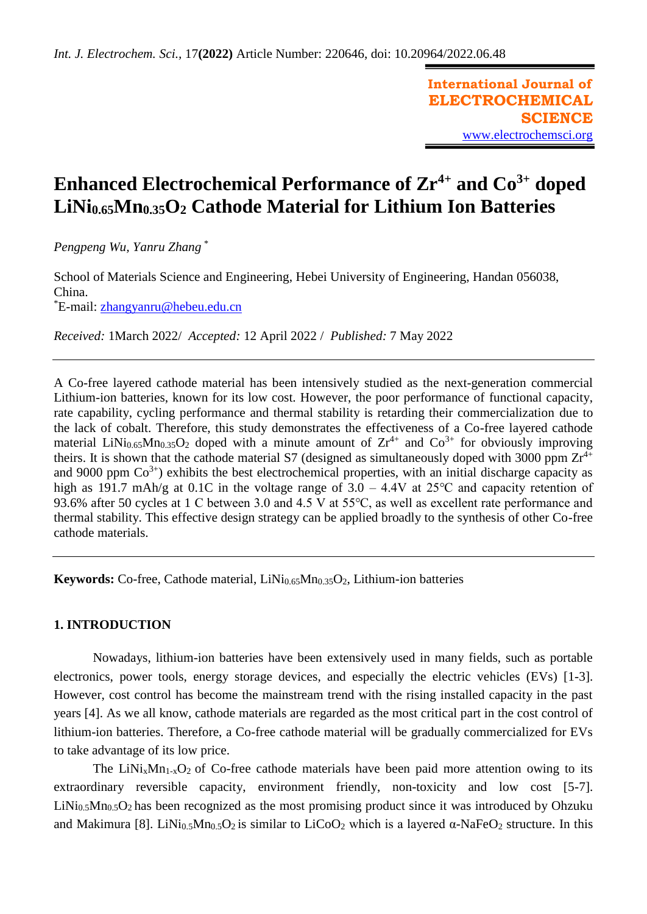# Enhanced Electrochemical Performance of $Zr^{4+}$ and $Co^{3+}$ doped $LiNi_{0.65}Mn_{0.35}O_2$ Cathode Material for Lithium Ion Batteries

*Pengpeng Wu, Yanru Zhang* [*]

School of Materials Science and Engineering, Hebei University of Engineering, Handan 056038, China.

[*]E-mail: zhangyanru@hebeu.edu.cn

*Received:* 1March 2022/ *Accepted:* 12 April 2022 / *Published:* 7 May 2022

---

A Co-free layered cathode material has been intensively studied as the next-generation commercial Lithium-ion batteries, known for its low cost. However, the poor performance of functional capacity, rate capability, cycling performance and thermal stability is retarding their commercialization due to the lack of cobalt. Therefore, this study demonstrates the effectiveness of a Co-free layered cathode material $LiNi_{0.65}Mn_{0.35}O_2$ doped with a minute amount of $Zr^{4+}$ and $Co^{3+}$ for obviously improving theirs. It is shown that the cathode material S7 (designed as simultaneously doped with 3000 ppm $Zr^{4+}$ and 9000 ppm $Co^{3+}$) exhibits the best electrochemical properties, with an initial discharge capacity as high as 191.7 mAh/g at 0.1C in the voltage range of 3.0 – 4.4V at 25℃ and capacity retention of 93.6% after 50 cycles at 1 C between 3.0 and 4.5 V at 55℃, as well as excellent rate performance and thermal stability. This effective design strategy can be applied broadly to the synthesis of other Co-free cathode materials.

---

**Keywords:** Co-free, Cathode material, $LiNi_{0.65}Mn_{0.35}O_2$, Lithium-ion batteries

## 1. INTRODUCTION

Nowadays, lithium-ion batteries have been extensively used in many fields, such as portable electronics, power tools, energy storage devices, and especially the electric vehicles (EVs) [1-3]. However, cost control has become the mainstream trend with the rising installed capacity in the past years [4]. As we all know, cathode materials are regarded as the most critical part in the cost control of lithium-ion batteries. Therefore, a Co-free cathode material will be gradually commercialized for EVs to take advantage of its low price.

The $LiNi_xMn_{1-x}O_2$ of Co-free cathode materials have been paid more attention owing to its extraordinary reversible capacity, environment friendly, non-toxicity and low cost [5-7]. $LiNi_{0.5}Mn_{0.5}O_2$ has been recognized as the most promising product since it was introduced by Ohzuku and Makimura [8]. $LiNi_{0.5}Mn_{0.5}O_2$ is similar to $LiCoO_2$ which is a layered α-$NaFeO_2$ structure. In this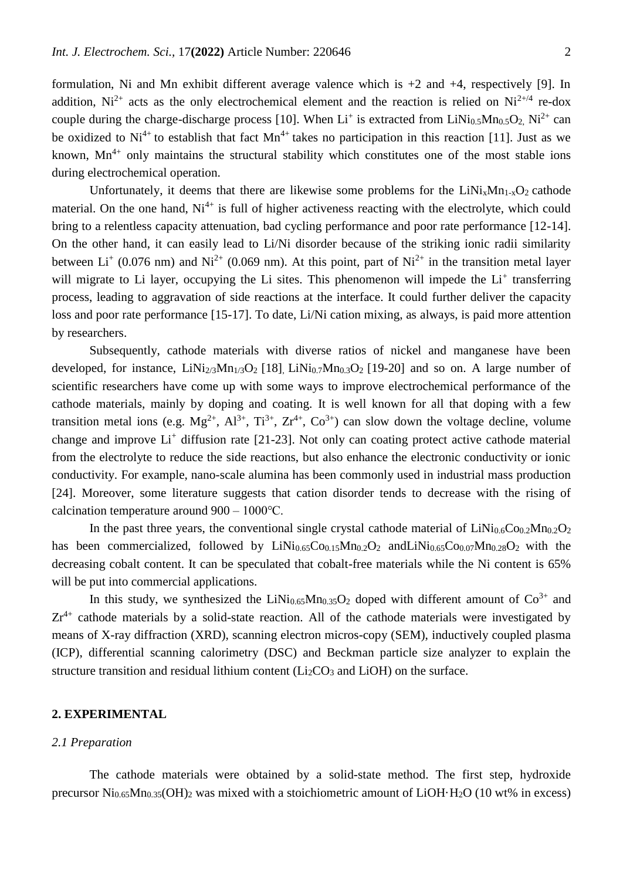formulation, Ni and Mn exhibit different average valence which is +2 and +4, respectively [9]. In addition, $Ni^{2+}$ acts as the only electrochemical element and the reaction is relied on $Ni^{2+/4}$ re-dox couple during the charge-discharge process [10]. When $Li^+$ is extracted from $LiNi_{0.5}Mn_{0.5}O_2$, $Ni^{2+}$ can be oxidized to $Ni^{4+}$ to establish that fact $Mn^{4+}$ takes no participation in this reaction [11]. Just as we known, $Mn^{4+}$ only maintains the structural stability which constitutes one of the most stable ions during electrochemical operation.

Unfortunately, it deems that there are likewise some problems for the $LiNi_xMn_{1-x}O_2$ cathode material. On the one hand, $Ni^{4+}$ is full of higher activeness reacting with the electrolyte, which could bring to a relentless capacity attenuation, bad cycling performance and poor rate performance [12-14]. On the other hand, it can easily lead to Li/Ni disorder because of the striking ionic radii similarity between $Li^+$ (0.076 nm) and $Ni^{2+}$ (0.069 nm). At this point, part of $Ni^{2+}$ in the transition metal layer will migrate to Li layer, occupying the Li sites. This phenomenon will impede the $Li^+$ transferring process, leading to aggravation of side reactions at the interface. It could further deliver the capacity loss and poor rate performance [15-17]. To date, Li/Ni cation mixing, as always, is paid more attention by researchers.

Subsequently, cathode materials with diverse ratios of nickel and manganese have been developed, for instance, $LiNi_{2/3}Mn_{1/3}O_2$ [18], $LiNi_{0.7}Mn_{0.3}O_2$ [19-20] and so on. A large number of scientific researchers have come up with some ways to improve electrochemical performance of the cathode materials, mainly by doping and coating. It is well known for all that doping with a few transition metal ions (e.g. $Mg^{2+}$, $Al^{3+}$, $Ti^{3+}$, $Zr^{4+}$, $Co^{3+}$) can slow down the voltage decline, volume change and improve $Li^+$ diffusion rate [21-23]. Not only can coating protect active cathode material from the electrolyte to reduce the side reactions, but also enhance the electronic conductivity or ionic conductivity. For example, nano-scale alumina has been commonly used in industrial mass production [24]. Moreover, some literature suggests that cation disorder tends to decrease with the rising of calcination temperature around 900 – 1000℃.

In the past three years, the conventional single crystal cathode material of $LiNi_{0.6}Co_{0.2}Mn_{0.2}O_2$ has been commercialized, followed by $LiNi_{0.65}Co_{0.15}Mn_{0.2}O_2$ and$LiNi_{0.65}Co_{0.07}Mn_{0.28}O_2$ with the decreasing cobalt content. It can be speculated that cobalt-free materials while the Ni content is 65% will be put into commercial applications.

In this study, we synthesized the $LiNi_{0.65}Mn_{0.35}O_2$ doped with different amount of $Co^{3+}$ and $Zr^{4+}$ cathode materials by a solid-state reaction. All of the cathode materials were investigated by means of X-ray diffraction (XRD), scanning electron micros-copy (SEM), inductively coupled plasma (ICP), differential scanning calorimetry (DSC) and Beckman particle size analyzer to explain the structure transition and residual lithium content ($Li_2CO_3$ and LiOH) on the surface.

## 2. EXPERIMENTAL

### *2.1 Preparation*

The cathode materials were obtained by a solid-state method. The first step, hydroxide precursor $Ni_{0.65}Mn_{0.35}(OH)_2$ was mixed with a stoichiometric amount of $LiOH{\cdot}H_2O$ (10 wt% in excess)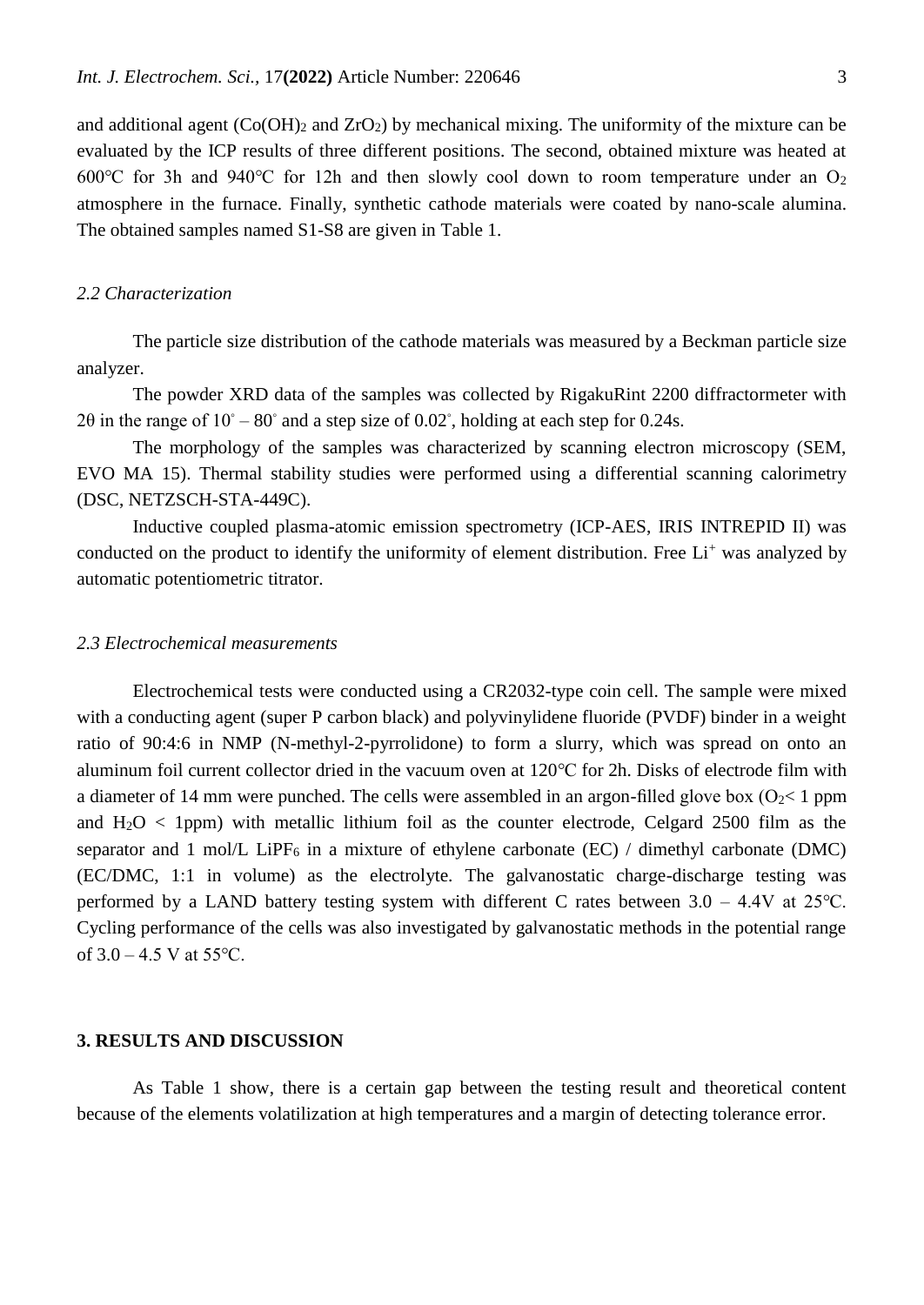and additional agent ($Co(OH)_2$ and $ZrO_2$) by mechanical mixing. The uniformity of the mixture can be evaluated by the ICP results of three different positions. The second, obtained mixture was heated at 600°C for 3h and 940°C for 12h and then slowly cool down to room temperature under an $O_2$ atmosphere in the furnace. Finally, synthetic cathode materials were coated by nano-scale alumina. The obtained samples named S1-S8 are given in Table 1.

### *2.2 Characterization*

The particle size distribution of the cathode materials was measured by a Beckman particle size analyzer.

The powder XRD data of the samples was collected by RigakuRint 2200 diffractormeter with 2θ in the range of 10° – 80° and a step size of 0.02°, holding at each step for 0.24s.

The morphology of the samples was characterized by scanning electron microscopy (SEM, EVO MA 15). Thermal stability studies were performed using a differential scanning calorimetry (DSC, NETZSCH-STA-449C).

Inductive coupled plasma-atomic emission spectrometry (ICP-AES, IRIS INTREPID II) was conducted on the product to identify the uniformity of element distribution. Free $Li^+$ was analyzed by automatic potentiometric titrator.

### *2.3 Electrochemical measurements*

Electrochemical tests were conducted using a CR2032-type coin cell. The sample were mixed with a conducting agent (super P carbon black) and polyvinylidene fluoride (PVDF) binder in a weight ratio of 90:4:6 in NMP (N-methyl-2-pyrrolidone) to form a slurry, which was spread on onto an aluminum foil current collector dried in the vacuum oven at 120°C for 2h. Disks of electrode film with a diameter of 14 mm were punched. The cells were assembled in an argon-filled glove box ($O_2$< 1 ppm and $H_2O$ < 1ppm) with metallic lithium foil as the counter electrode, Celgard 2500 film as the separator and 1 mol/L $LiPF_6$ in a mixture of ethylene carbonate (EC) / dimethyl carbonate (DMC) (EC/DMC, 1:1 in volume) as the electrolyte. The galvanostatic charge-discharge testing was performed by a LAND battery testing system with different C rates between 3.0 – 4.4V at 25°C. Cycling performance of the cells was also investigated by galvanostatic methods in the potential range of 3.0 – 4.5 V at 55°C.

## 3. RESULTS AND DISCUSSION

As Table 1 show, there is a certain gap between the testing result and theoretical content because of the elements volatilization at high temperatures and a margin of detecting tolerance error.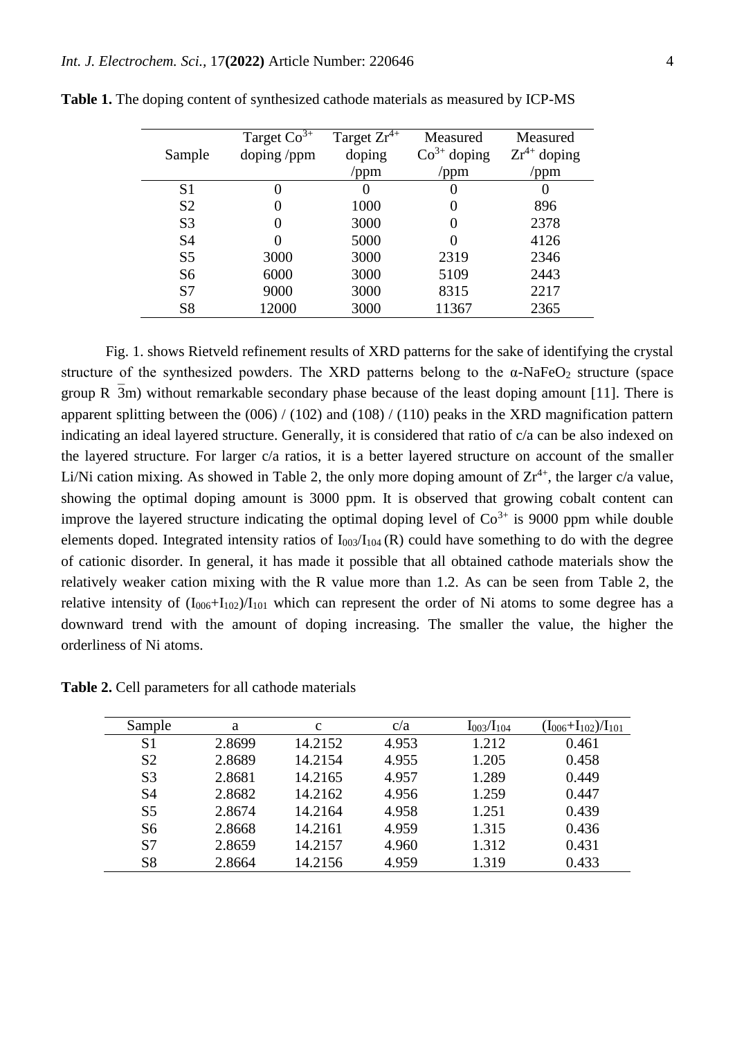**Table 1.** The doping content of synthesized cathode materials as measured by ICP-MS

| Sample | Target $Co^{3+}$ doping /ppm | Target $Zr^{4+}$ doping /ppm | Measured $Co^{3+}$ doping /ppm | Measured $Zr^{4+}$ doping /ppm |
|---|---|---|---|---|
| S1 | 0 | 0 | 0 | 0 |
| S2 | 0 | 1000 | 0 | 896 |
| S3 | 0 | 3000 | 0 | 2378 |
| S4 | 0 | 5000 | 0 | 4126 |
| S5 | 3000 | 3000 | 2319 | 2346 |
| S6 | 6000 | 3000 | 5109 | 2443 |
| S7 | 9000 | 3000 | 8315 | 2217 |
| S8 | 12000 | 3000 | 11367 | 2365 |

Fig. 1. shows Rietveld refinement results of XRD patterns for the sake of identifying the crystal structure of the synthesized powders. The XRD patterns belong to the α-$NaFeO_2$ structure (space group R $\bar{3}$m) without remarkable secondary phase because of the least doping amount [11]. There is apparent splitting between the (006) / (102) and (108) / (110) peaks in the XRD magnification pattern indicating an ideal layered structure. Generally, it is considered that ratio of c/a can be also indexed on the layered structure. For larger c/a ratios, it is a better layered structure on account of the smaller Li/Ni cation mixing. As showed in Table 2, the only more doping amount of $Zr^{4+}$, the larger c/a value, showing the optimal doping amount is 3000 ppm. It is observed that growing cobalt content can improve the layered structure indicating the optimal doping level of $Co^{3+}$ is 9000 ppm while double elements doped. Integrated intensity ratios of $I_{003}/I_{104}$ (R) could have something to do with the degree of cationic disorder. In general, it has made it possible that all obtained cathode materials show the relatively weaker cation mixing with the R value more than 1.2. As can be seen from Table 2, the relative intensity of $(I_{006}+I_{102})/I_{101}$ which can represent the order of Ni atoms to some degree has a downward trend with the amount of doping increasing. The smaller the value, the higher the orderliness of Ni atoms.

**Table 2.** Cell parameters for all cathode materials

| Sample | a | c | c/a | $I_{003}/I_{104}$ | $(I_{006}+I_{102})/I_{101}$ |
|---|---|---|---|---|---|
| S1 | 2.8699 | 14.2152 | 4.953 | 1.212 | 0.461 |
| S2 | 2.8689 | 14.2154 | 4.955 | 1.205 | 0.458 |
| S3 | 2.8681 | 14.2165 | 4.957 | 1.289 | 0.449 |
| S4 | 2.8682 | 14.2162 | 4.956 | 1.259 | 0.447 |
| S5 | 2.8674 | 14.2164 | 4.958 | 1.251 | 0.439 |
| S6 | 2.8668 | 14.2161 | 4.959 | 1.315 | 0.436 |
| S7 | 2.8659 | 14.2157 | 4.960 | 1.312 | 0.431 |
| S8 | 2.8664 | 14.2156 | 4.959 | 1.319 | 0.433 |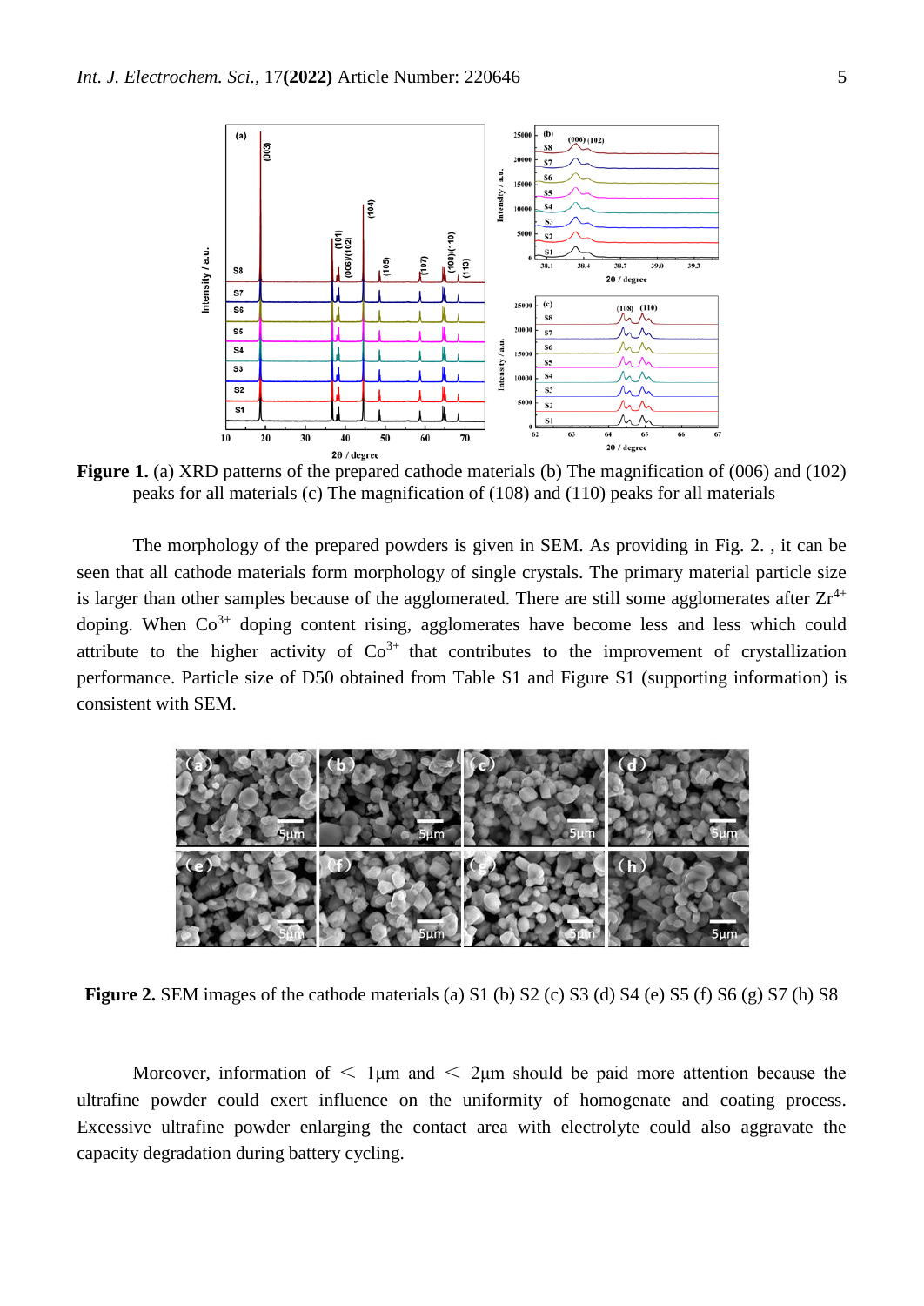**Figure 1.** (a) XRD patterns of the prepared cathode materials (b) The magnification of (006) and (102) peaks for all materials (c) The magnification of (108) and (110) peaks for all materials

The morphology of the prepared powders is given in SEM. As providing in Fig. 2. , it can be seen that all cathode materials form morphology of single crystals. The primary material particle size is larger than other samples because of the agglomerated. There are still some agglomerates after $Zr^{4+}$ doping. When $Co^{3+}$ doping content rising, agglomerates have become less and less which could attribute to the higher activity of $Co^{3+}$ that contributes to the improvement of crystallization performance. Particle size of D50 obtained from Table S1 and Figure S1 (supporting information) is consistent with SEM.

**Figure 2.** SEM images of the cathode materials (a) S1 (b) S2 (c) S3 (d) S4 (e) S5 (f) S6 (g) S7 (h) S8

Moreover, information of < 1μm and < 2μm should be paid more attention because the ultrafine powder could exert influence on the uniformity of homogenate and coating process. Excessive ultrafine powder enlarging the contact area with electrolyte could also aggravate the capacity degradation during battery cycling.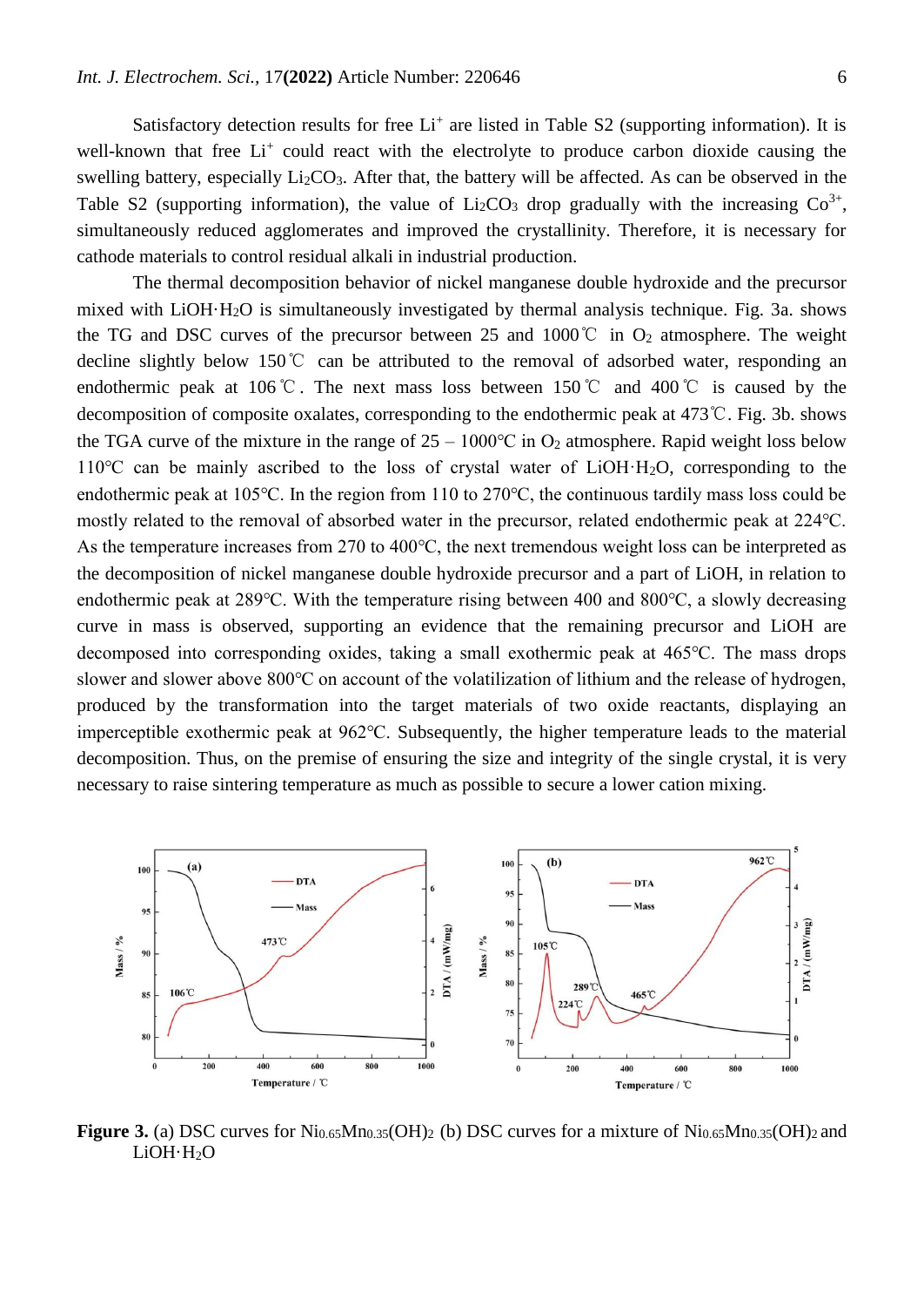Satisfactory detection results for free $Li^+$ are listed in Table S2 (supporting information). It is well-known that free $Li^+$ could react with the electrolyte to produce carbon dioxide causing the swelling battery, especially $Li_2CO_3$. After that, the battery will be affected. As can be observed in the Table S2 (supporting information), the value of $Li_2CO_3$ drop gradually with the increasing $Co^{3+}$, simultaneously reduced agglomerates and improved the crystallinity. Therefore, it is necessary for cathode materials to control residual alkali in industrial production.

The thermal decomposition behavior of nickel manganese double hydroxide and the precursor mixed with $LiOH{\cdot}H_2O$ is simultaneously investigated by thermal analysis technique. Fig. 3a. shows the TG and DSC curves of the precursor between 25 and 1000℃ in $O_2$ atmosphere. The weight decline slightly below 150℃ can be attributed to the removal of adsorbed water, responding an endothermic peak at 106℃. The next mass loss between 150℃ and 400℃ is caused by the decomposition of composite oxalates, corresponding to the endothermic peak at 473℃. Fig. 3b. shows the TGA curve of the mixture in the range of 25 – 1000°C in $O_2$ atmosphere. Rapid weight loss below 110°C can be mainly ascribed to the loss of crystal water of $LiOH{\cdot}H_2O$, corresponding to the endothermic peak at 105°C. In the region from 110 to 270°C, the continuous tardily mass loss could be mostly related to the removal of absorbed water in the precursor, related endothermic peak at 224°C. As the temperature increases from 270 to 400°C, the next tremendous weight loss can be interpreted as the decomposition of nickel manganese double hydroxide precursor and a part of LiOH, in relation to endothermic peak at 289°C. With the temperature rising between 400 and 800°C, a slowly decreasing curve in mass is observed, supporting an evidence that the remaining precursor and LiOH are decomposed into corresponding oxides, taking a small exothermic peak at 465°C. The mass drops slower and slower above 800°C on account of the volatilization of lithium and the release of hydrogen, produced by the transformation into the target materials of two oxide reactants, displaying an imperceptible exothermic peak at 962°C. Subsequently, the higher temperature leads to the material decomposition. Thus, on the premise of ensuring the size and integrity of the single crystal, it is very necessary to raise sintering temperature as much as possible to secure a lower cation mixing.

**Figure 3.** (a) DSC curves for $Ni_{0.65}Mn_{0.35}(OH)_2$ (b) DSC curves for a mixture of $Ni_{0.65}Mn_{0.35}(OH)_2$ and $LiOH{\cdot}H_2O$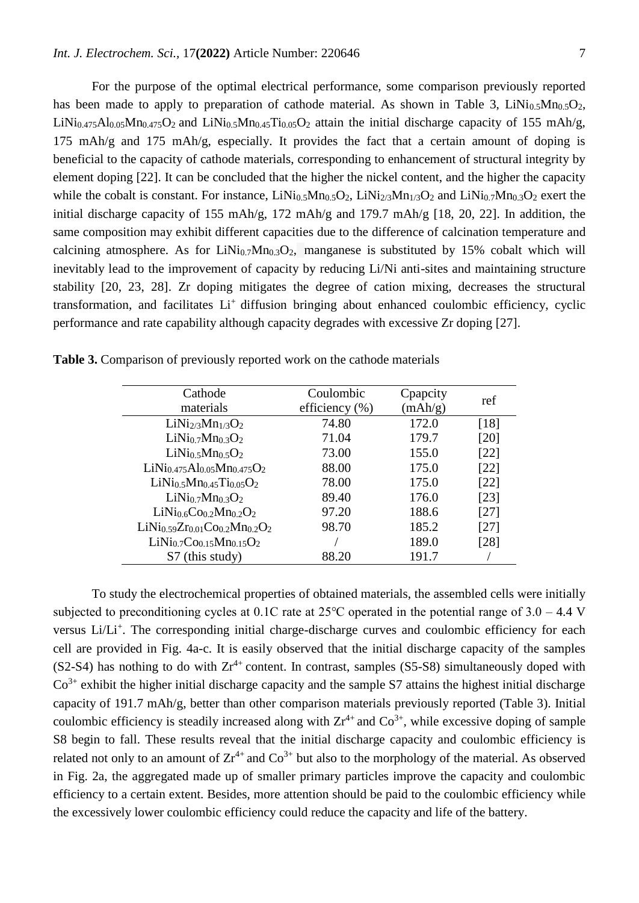For the purpose of the optimal electrical performance, some comparison previously reported has been made to apply to preparation of cathode material. As shown in Table 3, $LiNi_{0.5}Mn_{0.5}O_2$, $LiNi_{0.475}Al_{0.05}Mn_{0.475}O_2$ and $LiNi_{0.5}Mn_{0.45}Ti_{0.05}O_2$ attain the initial discharge capacity of 155 mAh/g, 175 mAh/g and 175 mAh/g, especially. It provides the fact that a certain amount of doping is beneficial to the capacity of cathode materials, corresponding to enhancement of structural integrity by element doping [22]. It can be concluded that the higher the nickel content, and the higher the capacity while the cobalt is constant. For instance, $LiNi_{0.5}Mn_{0.5}O_2$, $LiNi_{2/3}Mn_{1/3}O_2$ and $LiNi_{0.7}Mn_{0.3}O_2$ exert the initial discharge capacity of 155 mAh/g, 172 mAh/g and 179.7 mAh/g [18, 20, 22]. In addition, the same composition may exhibit different capacities due to the difference of calcination temperature and calcining atmosphere. As for $LiNi_{0.7}Mn_{0.3}O_2$, manganese is substituted by 15% cobalt which will inevitably lead to the improvement of capacity by reducing Li/Ni anti-sites and maintaining structure stability [20, 23, 28]. Zr doping mitigates the degree of cation mixing, decreases the structural transformation, and facilitates $Li^+$ diffusion bringing about enhanced coulombic efficiency, cyclic performance and rate capability although capacity degrades with excessive Zr doping [27].

**Table 3.** Comparison of previously reported work on the cathode materials

| Cathode materials | Coulombic efficiency (%) | Cpapcity (mAh/g) | ref |
|---|---|---|---|
| $LiNi_{2/3}Mn_{1/3}O_2$ | 74.80 | 172.0 | [18] |
| $LiNi_{0.7}Mn_{0.3}O_2$ | 71.04 | 179.7 | [20] |
| $LiNi_{0.5}Mn_{0.5}O_2$ | 73.00 | 155.0 | [22] |
| $LiNi_{0.475}Al_{0.05}Mn_{0.475}O_2$ | 88.00 | 175.0 | [22] |
| $LiNi_{0.5}Mn_{0.45}Ti_{0.05}O_2$ | 78.00 | 175.0 | [22] |
| $LiNi_{0.7}Mn_{0.3}O_2$ | 89.40 | 176.0 | [23] |
| $LiNi_{0.6}Co_{0.2}Mn_{0.2}O_2$ | 97.20 | 188.6 | [27] |
| $LiNi_{0.59}Zr_{0.01}Co_{0.2}Mn_{0.2}O_2$ | 98.70 | 185.2 | [27] |
| $LiNi_{0.7}Co_{0.15}Mn_{0.15}O_2$ | / | 189.0 | [28] |
| S7 (this study) | 88.20 | 191.7 | / |

To study the electrochemical properties of obtained materials, the assembled cells were initially subjected to preconditioning cycles at 0.1C rate at 25℃ operated in the potential range of 3.0 – 4.4 V versus $Li/Li^+$. The corresponding initial charge-discharge curves and coulombic efficiency for each cell are provided in Fig. 4a-c. It is easily observed that the initial discharge capacity of the samples (S2-S4) has nothing to do with $Zr^{4+}$ content. In contrast, samples (S5-S8) simultaneously doped with $Co^{3+}$ exhibit the higher initial discharge capacity and the sample S7 attains the highest initial discharge capacity of 191.7 mAh/g, better than other comparison materials previously reported (Table 3). Initial coulombic efficiency is steadily increased along with $Zr^{4+}$ and $Co^{3+}$, while excessive doping of sample S8 begin to fall. These results reveal that the initial discharge capacity and coulombic efficiency is related not only to an amount of $Zr^{4+}$ and $Co^{3+}$ but also to the morphology of the material. As observed in Fig. 2a, the aggregated made up of smaller primary particles improve the capacity and coulombic efficiency to a certain extent. Besides, more attention should be paid to the coulombic efficiency while the excessively lower coulombic efficiency could reduce the capacity and life of the battery.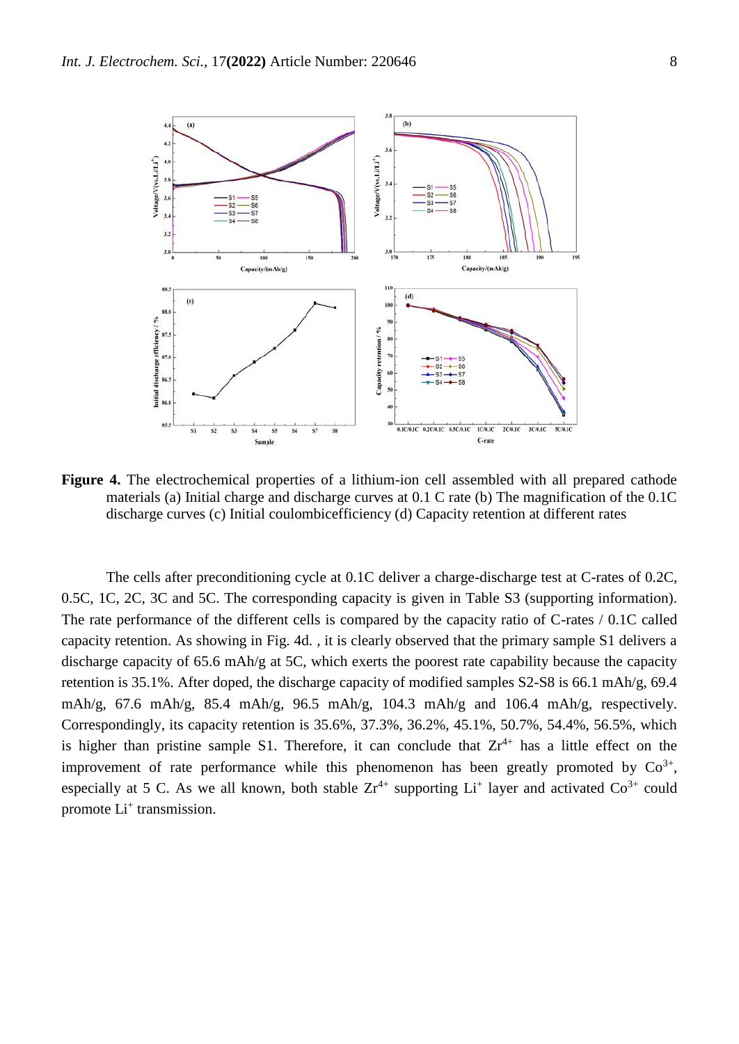**Figure 4.** The electrochemical properties of a lithium-ion cell assembled with all prepared cathode materials (a) Initial charge and discharge curves at 0.1 C rate (b) The magnification of the 0.1C discharge curves (c) Initial coulombicefficiency (d) Capacity retention at different rates

The cells after preconditioning cycle at 0.1C deliver a charge-discharge test at C-rates of 0.2C, 0.5C, 1C, 2C, 3C and 5C. The corresponding capacity is given in Table S3 (supporting information). The rate performance of the different cells is compared by the capacity ratio of C-rates / 0.1C called capacity retention. As showing in Fig. 4d. , it is clearly observed that the primary sample S1 delivers a discharge capacity of 65.6 mAh/g at 5C, which exerts the poorest rate capability because the capacity retention is 35.1%. After doped, the discharge capacity of modified samples S2-S8 is 66.1 mAh/g, 69.4 mAh/g, 67.6 mAh/g, 85.4 mAh/g, 96.5 mAh/g, 104.3 mAh/g and 106.4 mAh/g, respectively. Correspondingly, its capacity retention is 35.6%, 37.3%, 36.2%, 45.1%, 50.7%, 54.4%, 56.5%, which is higher than pristine sample S1. Therefore, it can conclude that $Zr^{4+}$ has a little effect on the improvement of rate performance while this phenomenon has been greatly promoted by $Co^{3+}$, especially at 5 C. As we all known, both stable $Zr^{4+}$ supporting $Li^{+}$ layer and activated $Co^{3+}$ could promote $Li^{+}$ transmission.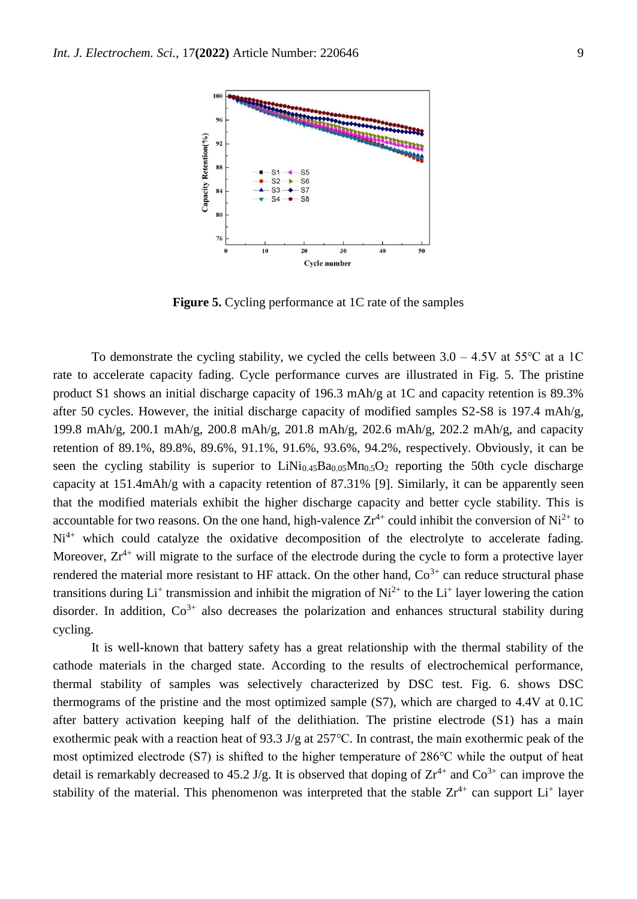**Figure 5.** Cycling performance at 1C rate of the samples

To demonstrate the cycling stability, we cycled the cells between 3.0 – 4.5V at 55℃ at a 1C rate to accelerate capacity fading. Cycle performance curves are illustrated in Fig. 5. The pristine product S1 shows an initial discharge capacity of 196.3 mAh/g at 1C and capacity retention is 89.3% after 50 cycles. However, the initial discharge capacity of modified samples S2-S8 is 197.4 mAh/g, 199.8 mAh/g, 200.1 mAh/g, 200.8 mAh/g, 201.8 mAh/g, 202.6 mAh/g, 202.2 mAh/g, and capacity retention of 89.1%, 89.8%, 89.6%, 91.1%, 91.6%, 93.6%, 94.2%, respectively. Obviously, it can be seen the cycling stability is superior to $LiNi_{0.45}Ba_{0.05}Mn_{0.5}O_2$ reporting the 50th cycle discharge capacity at 151.4mAh/g with a capacity retention of 87.31% [9]. Similarly, it can be apparently seen that the modified materials exhibit the higher discharge capacity and better cycle stability. This is accountable for two reasons. On the one hand, high-valence $Zr^{4+}$ could inhibit the conversion of $Ni^{2+}$ to $Ni^{4+}$ which could catalyze the oxidative decomposition of the electrolyte to accelerate fading. Moreover, $Zr^{4+}$ will migrate to the surface of the electrode during the cycle to form a protective layer rendered the material more resistant to HF attack. On the other hand, $Co^{3+}$ can reduce structural phase transitions during $Li^+$ transmission and inhibit the migration of $Ni^{2+}$ to the $Li^+$ layer lowering the cation disorder. In addition, $Co^{3+}$ also decreases the polarization and enhances structural stability during cycling.

It is well-known that battery safety has a great relationship with the thermal stability of the cathode materials in the charged state. According to the results of electrochemical performance, thermal stability of samples was selectively characterized by DSC test. Fig. 6. shows DSC thermograms of the pristine and the most optimized sample (S7), which are charged to 4.4V at 0.1C after battery activation keeping half of the delithiation. The pristine electrode (S1) has a main exothermic peak with a reaction heat of 93.3 J/g at 257℃. In contrast, the main exothermic peak of the most optimized electrode (S7) is shifted to the higher temperature of 286℃ while the output of heat detail is remarkably decreased to 45.2 J/g. It is observed that doping of $Zr^{4+}$ and $Co^{3+}$ can improve the stability of the material. This phenomenon was interpreted that the stable $Zr^{4+}$ can support $Li^+$ layer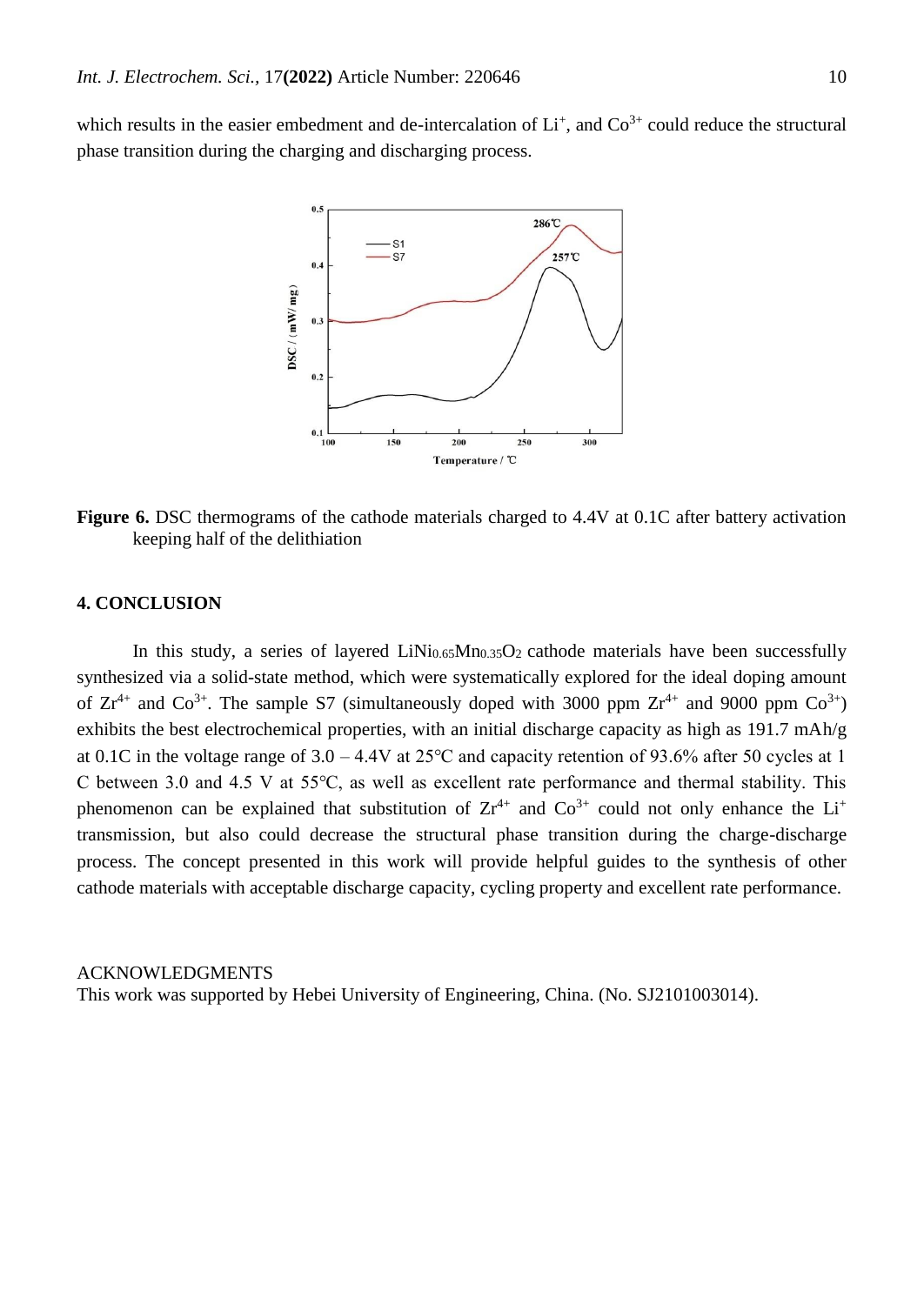which results in the easier embedment and de-intercalation of $Li^+$, and $Co^{3+}$ could reduce the structural phase transition during the charging and discharging process.

**Figure 6.** DSC thermograms of the cathode materials charged to 4.4V at 0.1C after battery activation keeping half of the delithiation

## 4. CONCLUSION

In this study, a series of layered $LiNi_{0.65}Mn_{0.35}O_2$ cathode materials have been successfully synthesized via a solid-state method, which were systematically explored for the ideal doping amount of $Zr^{4+}$ and $Co^{3+}$. The sample S7 (simultaneously doped with 3000 ppm $Zr^{4+}$ and 9000 ppm $Co^{3+}$) exhibits the best electrochemical properties, with an initial discharge capacity as high as 191.7 mAh/g at 0.1C in the voltage range of 3.0 – 4.4V at 25℃ and capacity retention of 93.6% after 50 cycles at 1 C between 3.0 and 4.5 V at 55℃, as well as excellent rate performance and thermal stability. This phenomenon can be explained that substitution of $Zr^{4+}$ and $Co^{3+}$ could not only enhance the $Li^+$ transmission, but also could decrease the structural phase transition during the charge-discharge process. The concept presented in this work will provide helpful guides to the synthesis of other cathode materials with acceptable discharge capacity, cycling property and excellent rate performance.

ACKNOWLEDGMENTS

This work was supported by Hebei University of Engineering, China. (No. SJ2101003014).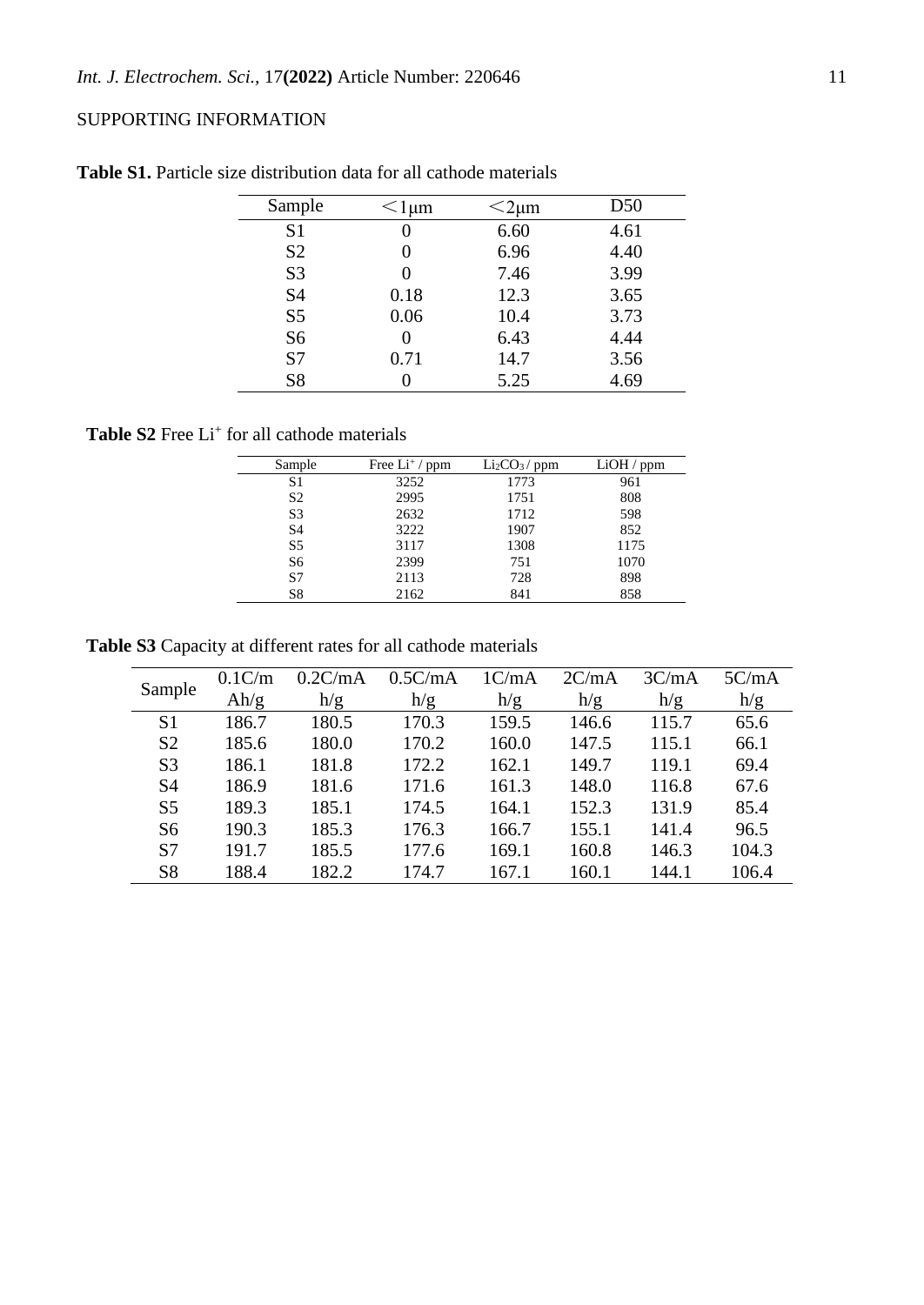SUPPORTING INFORMATION

**Table S1.** Particle size distribution data for all cathode materials

| Sample | <1μm | <2μm | D50 |
|---|---|---|---|
| S1 | 0 | 6.60 | 4.61 |
| S2 | 0 | 6.96 | 4.40 |
| S3 | 0 | 7.46 | 3.99 |
| S4 | 0.18 | 12.3 | 3.65 |
| S5 | 0.06 | 10.4 | 3.73 |
| S6 | 0 | 6.43 | 4.44 |
| S7 | 0.71 | 14.7 | 3.56 |
| S8 | 0 | 5.25 | 4.69 |

**Table S2** Free $Li^+$ for all cathode materials

| Sample | Free $Li^+$ / ppm | $Li_2CO_3$ / ppm | LiOH / ppm |
|---|---|---|---|
| S1 | 3252 | 1773 | 961 |
| S2 | 2995 | 1751 | 808 |
| S3 | 2632 | 1712 | 598 |
| S4 | 3222 | 1907 | 852 |
| S5 | 3117 | 1308 | 1175 |
| S6 | 2399 | 751 | 1070 |
| S7 | 2113 | 728 | 898 |
| S8 | 2162 | 841 | 858 |

**Table S3** Capacity at different rates for all cathode materials

| Sample | 0.1C/mAh/g | 0.2C/mAh/g | 0.5C/mAh/g | 1C/mAh/g | 2C/mAh/g | 3C/mAh/g | 5C/mAh/g |
|---|---|---|---|---|---|---|---|
| S1 | 186.7 | 180.5 | 170.3 | 159.5 | 146.6 | 115.7 | 65.6 |
| S2 | 185.6 | 180.0 | 170.2 | 160.0 | 147.5 | 115.1 | 66.1 |
| S3 | 186.1 | 181.8 | 172.2 | 162.1 | 149.7 | 119.1 | 69.4 |
| S4 | 186.9 | 181.6 | 171.6 | 161.3 | 148.0 | 116.8 | 67.6 |
| S5 | 189.3 | 185.1 | 174.5 | 164.1 | 152.3 | 131.9 | 85.4 |
| S6 | 190.3 | 185.3 | 176.3 | 166.7 | 155.1 | 141.4 | 96.5 |
| S7 | 191.7 | 185.5 | 177.6 | 169.1 | 160.8 | 146.3 | 104.3 |
| S8 | 188.4 | 182.2 | 174.7 | 167.1 | 160.1 | 144.1 | 106.4 |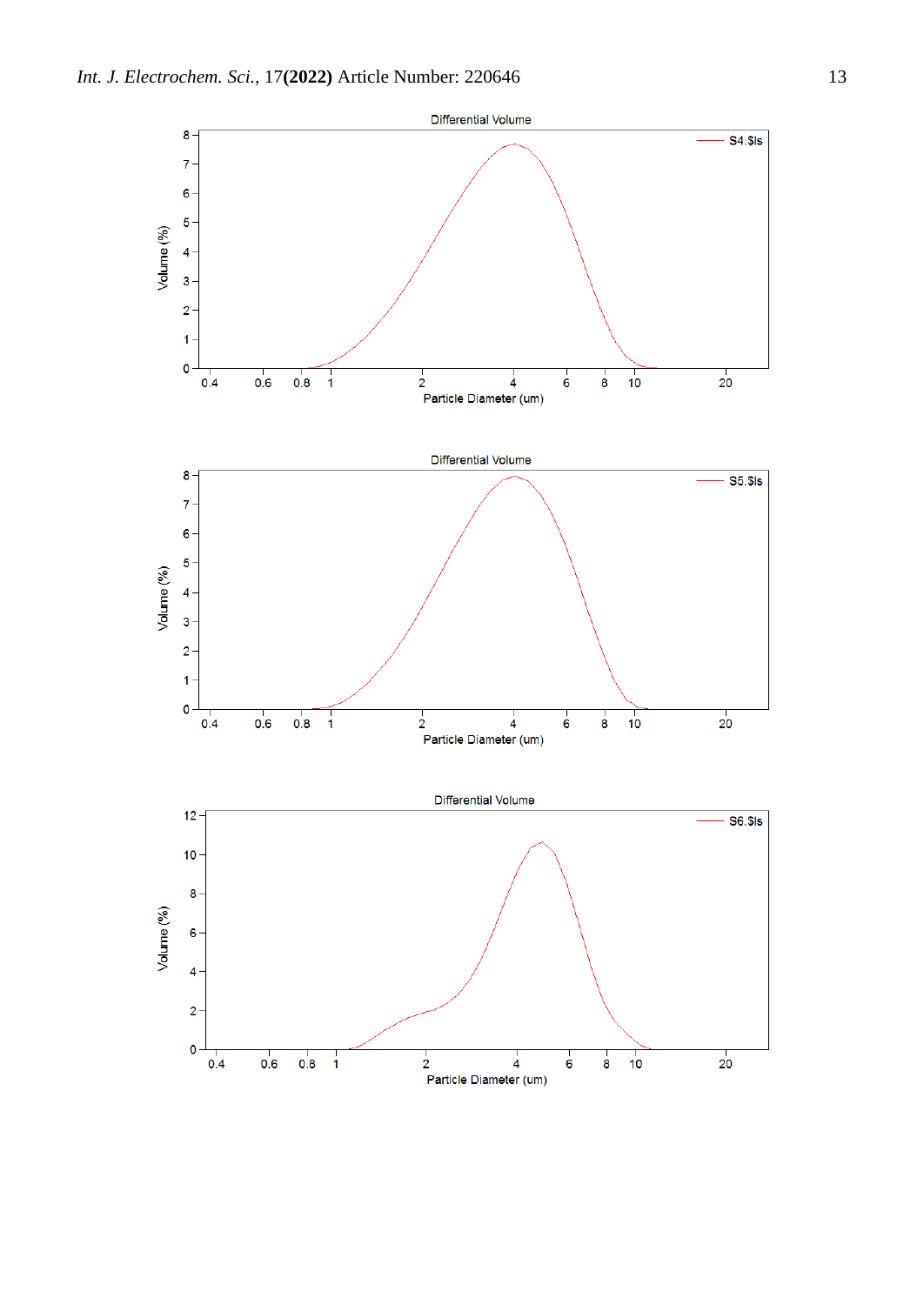Differential Volume

S4.$ls

Volume (%)

Particle Diameter (um)

Differential Volume

S5.$ls

Volume (%)

Particle Diameter (um)

Differential Volume

S6.$ls

Volume (%)

Particle Diameter (um)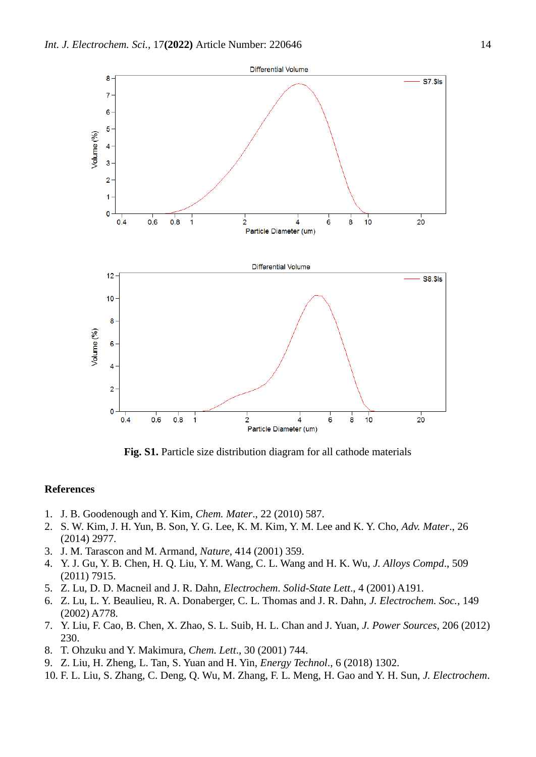**Fig. S1.** Particle size distribution diagram for all cathode materials

## References

1. J. B. Goodenough and Y. Kim, *Chem. Mater*., 22 (2010) 587.
2. S. W. Kim, J. H. Yun, B. Son, Y. G. Lee, K. M. Kim, Y. M. Lee and K. Y. Cho, *Adv. Mater*., 26 (2014) 2977.
3. J. M. Tarascon and M. Armand, *Nature*, 414 (2001) 359.
4. Y. J. Gu, Y. B. Chen, H. Q. Liu, Y. M. Wang, C. L. Wang and H. K. Wu, *J. Alloys Compd*., 509 (2011) 7915.
5. Z. Lu, D. D. Macneil and J. R. Dahn, *Electrochem. Solid-State Lett*., 4 (2001) A191.
6. Z. Lu, L. Y. Beaulieu, R. A. Donaberger, C. L. Thomas and J. R. Dahn, *J. Electrochem. Soc.*, 149 (2002) A778.
7. Y. Liu, F. Cao, B. Chen, X. Zhao, S. L. Suib, H. L. Chan and J. Yuan, *J. Power Sources*, 206 (2012) 230.
8. T. Ohzuku and Y. Makimura, *Chem. Lett*., 30 (2001) 744.
9. Z. Liu, H. Zheng, L. Tan, S. Yuan and H. Yin, *Energy Technol*., 6 (2018) 1302.
10. F. L. Liu, S. Zhang, C. Deng, Q. Wu, M. Zhang, F. L. Meng, H. Gao and Y. H. Sun, *J. Electrochem*.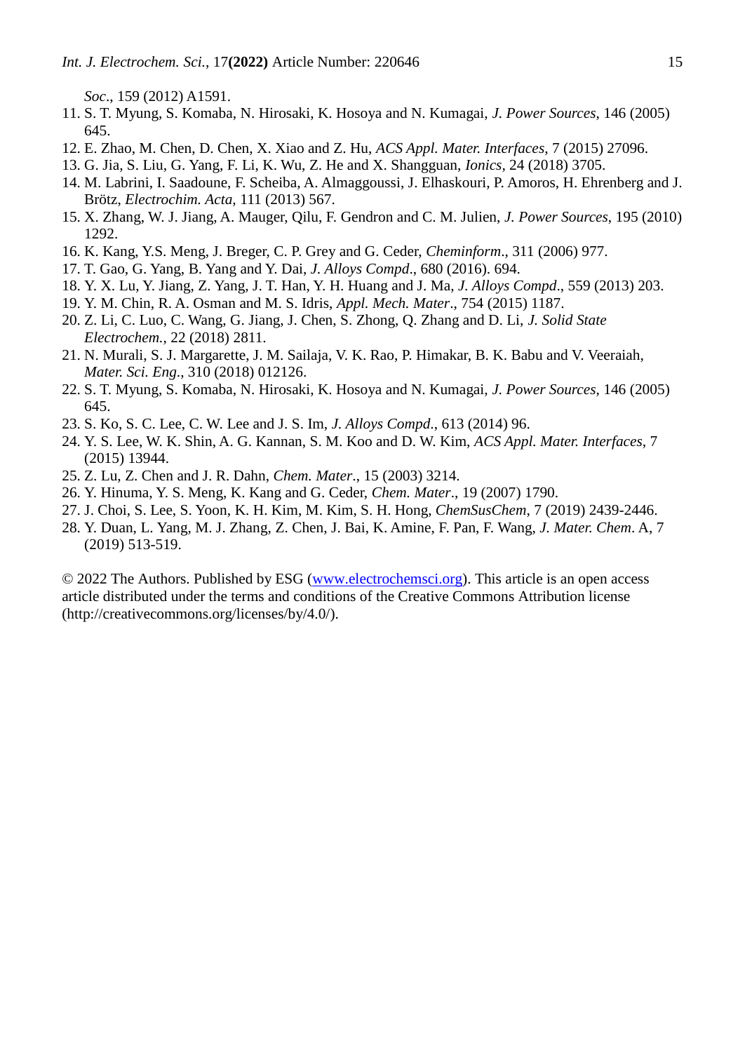*Soc*., 159 (2012) A1591.

11. S. T. Myung, S. Komaba, N. Hirosaki, K. Hosoya and N. Kumagai, *J. Power Sources*, 146 (2005) 645.
12. E. Zhao, M. Chen, D. Chen, X. Xiao and Z. Hu, *ACS Appl. Mater. Interfaces*, 7 (2015) 27096.
13. G. Jia, S. Liu, G. Yang, F. Li, K. Wu, Z. He and X. Shangguan, *Ionics*, 24 (2018) 3705.
14. M. Labrini, I. Saadoune, F. Scheiba, A. Almaggoussi, J. Elhaskouri, P. Amoros, H. Ehrenberg and J. Brötz, *Electrochim. Acta*, 111 (2013) 567.
15. X. Zhang, W. J. Jiang, A. Mauger, Qilu, F. Gendron and C. M. Julien, *J. Power Sources*, 195 (2010) 1292.
16. K. Kang, Y.S. Meng, J. Breger, C. P. Grey and G. Ceder, *Cheminform*., 311 (2006) 977.
17. T. Gao, G. Yang, B. Yang and Y. Dai, *J. Alloys Compd*., 680 (2016). 694.
18. Y. X. Lu, Y. Jiang, Z. Yang, J. T. Han, Y. H. Huang and J. Ma, *J. Alloys Compd*., 559 (2013) 203.
19. Y. M. Chin, R. A. Osman and M. S. Idris, *Appl. Mech. Mater*., 754 (2015) 1187.
20. Z. Li, C. Luo, C. Wang, G. Jiang, J. Chen, S. Zhong, Q. Zhang and D. Li, *J. Solid State Electrochem.*, 22 (2018) 2811.
21. N. Murali, S. J. Margarette, J. M. Sailaja, V. K. Rao, P. Himakar, B. K. Babu and V. Veeraiah, *Mater. Sci. Eng*., 310 (2018) 012126.
22. S. T. Myung, S. Komaba, N. Hirosaki, K. Hosoya and N. Kumagai, *J. Power Sources*, 146 (2005) 645.
23. S. Ko, S. C. Lee, C. W. Lee and J. S. Im, *J. Alloys Compd.*, 613 (2014) 96.
24. Y. S. Lee, W. K. Shin, A. G. Kannan, S. M. Koo and D. W. Kim, *ACS Appl. Mater. Interfaces*, 7 (2015) 13944.
25. Z. Lu, Z. Chen and J. R. Dahn, *Chem. Mater*., 15 (2003) 3214.
26. Y. Hinuma, Y. S. Meng, K. Kang and G. Ceder, *Chem. Mater*., 19 (2007) 1790.
27. J. Choi, S. Lee, S. Yoon, K. H. Kim, M. Kim, S. H. Hong, *ChemSusChem*, 7 (2019) 2439-2446.
28. Y. Duan, L. Yang, M. J. Zhang, Z. Chen, J. Bai, K. Amine, F. Pan, F. Wang, *J. Mater. Chem*. A, 7 (2019) 513-519.

© 2022 The Authors. Published by ESG (www.electrochemsci.org). This article is an open access article distributed under the terms and conditions of the Creative Commons Attribution license (http://creativecommons.org/licenses/by/4.0/).